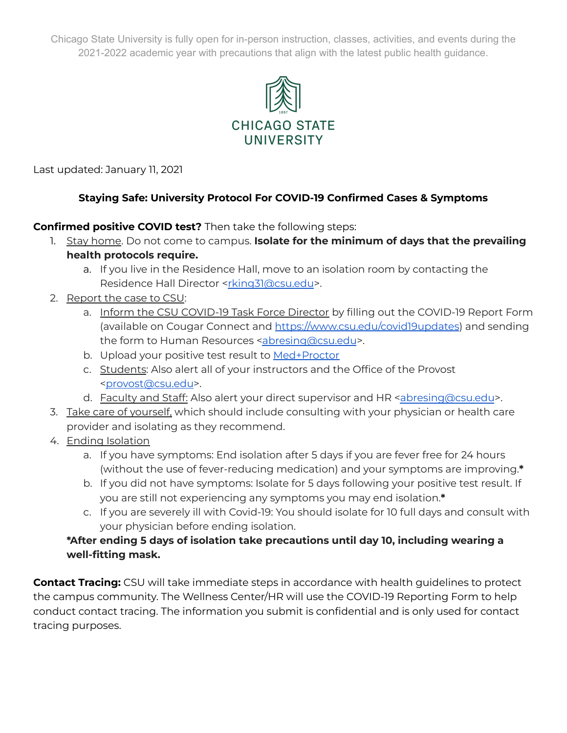Chicago State University is fully open for in-person instruction, classes, activities, and events during the 2021-2022 academic year with precautions that align with the latest public health guidance.

CHICAGO STATE UNIVERSITY

Last updated: January 11, 2021

## Staying Safe: University Protocol For COVID-19 Confirmed Cases & Symptoms

**Confirmed positive COVID test?** Then take the following steps:

1. Stay home. Do not come to campus. **Isolate for the minimum of days that the prevailing health protocols require.**
   a. If you live in the Residence Hall, move to an isolation room by contacting the Residence Hall Director <rking31@csu.edu>.
2. Report the case to CSU:
   a. Inform the CSU COVID-19 Task Force Director by filling out the COVID-19 Report Form (available on Cougar Connect and https://www.csu.edu/covid19updates) and sending the form to Human Resources <abresing@csu.edu>.
   b. Upload your positive test result to Med+Proctor
   c. Students: Also alert all of your instructors and the Office of the Provost <provost@csu.edu>.
   d. Faculty and Staff: Also alert your direct supervisor and HR <abresing@csu.edu>.
3. Take care of yourself, which should include consulting with your physician or health care provider and isolating as they recommend.
4. Ending Isolation
   a. If you have symptoms: End isolation after 5 days if you are fever free for 24 hours (without the use of fever-reducing medication) and your symptoms are improving.**\***
   b. If you did not have symptoms: Isolate for 5 days following your positive test result. If you are still not experiencing any symptoms you may end isolation.**\***
   c. If you are severely ill with Covid-19: You should isolate for 10 full days and consult with your physician before ending isolation.

   **\*After ending 5 days of isolation take precautions until day 10, including wearing a well-fitting mask.**

**Contact Tracing:** CSU will take immediate steps in accordance with health guidelines to protect the campus community. The Wellness Center/HR will use the COVID-19 Reporting Form to help conduct contact tracing. The information you submit is confidential and is only used for contact tracing purposes.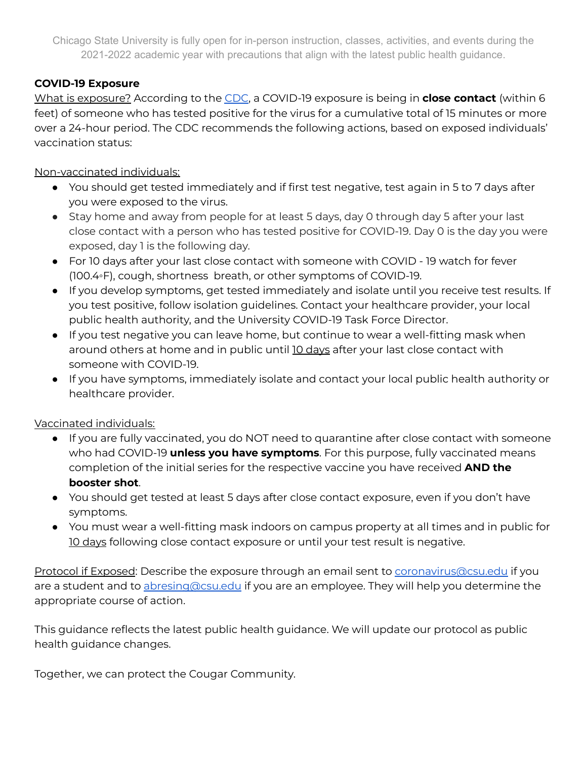Chicago State University is fully open for in-person instruction, classes, activities, and events during the 2021-2022 academic year with precautions that align with the latest public health guidance.

**COVID-19 Exposure**

What is exposure? According to the CDC, a COVID-19 exposure is being in **close contact** (within 6 feet) of someone who has tested positive for the virus for a cumulative total of 15 minutes or more over a 24-hour period. The CDC recommends the following actions, based on exposed individuals' vaccination status:

Non-vaccinated individuals:

- You should get tested immediately and if first test negative, test again in 5 to 7 days after you were exposed to the virus.
- Stay home and away from people for at least 5 days, day 0 through day 5 after your last close contact with a person who has tested positive for COVID-19. Day 0 is the day you were exposed, day 1 is the following day.
- For 10 days after your last close contact with someone with COVID - 19 watch for fever (100.4◦F), cough, shortness breath, or other symptoms of COVID-19.
- If you develop symptoms, get tested immediately and isolate until you receive test results. If you test positive, follow isolation guidelines. Contact your healthcare provider, your local public health authority, and the University COVID-19 Task Force Director.
- If you test negative you can leave home, but continue to wear a well-fitting mask when around others at home and in public until 10 days after your last close contact with someone with COVID-19.
- If you have symptoms, immediately isolate and contact your local public health authority or healthcare provider.

Vaccinated individuals:

- If you are fully vaccinated, you do NOT need to quarantine after close contact with someone who had COVID-19 **unless you have symptoms**. For this purpose, fully vaccinated means completion of the initial series for the respective vaccine you have received **AND the booster shot**.
- You should get tested at least 5 days after close contact exposure, even if you don't have symptoms.
- You must wear a well-fitting mask indoors on campus property at all times and in public for 10 days following close contact exposure or until your test result is negative.

Protocol if Exposed: Describe the exposure through an email sent to coronavirus@csu.edu if you are a student and to abresing@csu.edu if you are an employee. They will help you determine the appropriate course of action.

This guidance reflects the latest public health guidance. We will update our protocol as public health guidance changes.

Together, we can protect the Cougar Community.